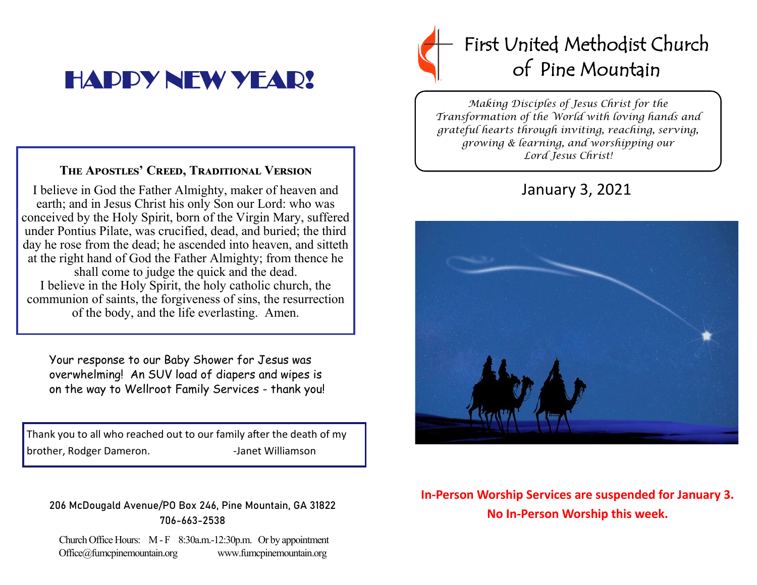# HAPPY NEW YEAR!

### The Apostles' Creed, Traditional Version

I believe in God the Father Almighty, maker of heaven and earth; and in Jesus Christ his only Son our Lord: who was conceived by the Holy Spirit, born of the Virgin Mary, suffered under Pontius Pilate, was crucified, dead, and buried; the third day he rose from the dead; he ascended into heaven, and sitteth at the right hand of God the Father Almighty; from thence he shall come to judge the quick and the dead.
I believe in the Holy Spirit, the holy catholic church, the communion of saints, the forgiveness of sins, the resurrection of the body, and the life everlasting. Amen.

Your response to our Baby Shower for Jesus was overwhelming! An SUV load of diapers and wipes is on the way to Wellroot Family Services - thank you!

Thank you to all who reached out to our family after the death of my brother, Rodger Dameron. -Janet Williamson

**206 McDougald Avenue/PO Box 246, Pine Mountain, GA 31822**
**706-663-2538**

Church Office Hours: M - F 8:30a.m.-12:30p.m. Or by appointment
Office@fumcpinemountain.org www.fumcpinemountain.org

# First United Methodist Church of Pine Mountain

*Making Disciples of Jesus Christ for the Transformation of the World with loving hands and grateful hearts through inviting, reaching, serving, growing & learning, and worshipping our Lord Jesus Christ!*

January 3, 2021

**In-Person Worship Services are suspended for January 3.**
**No In-Person Worship this week.**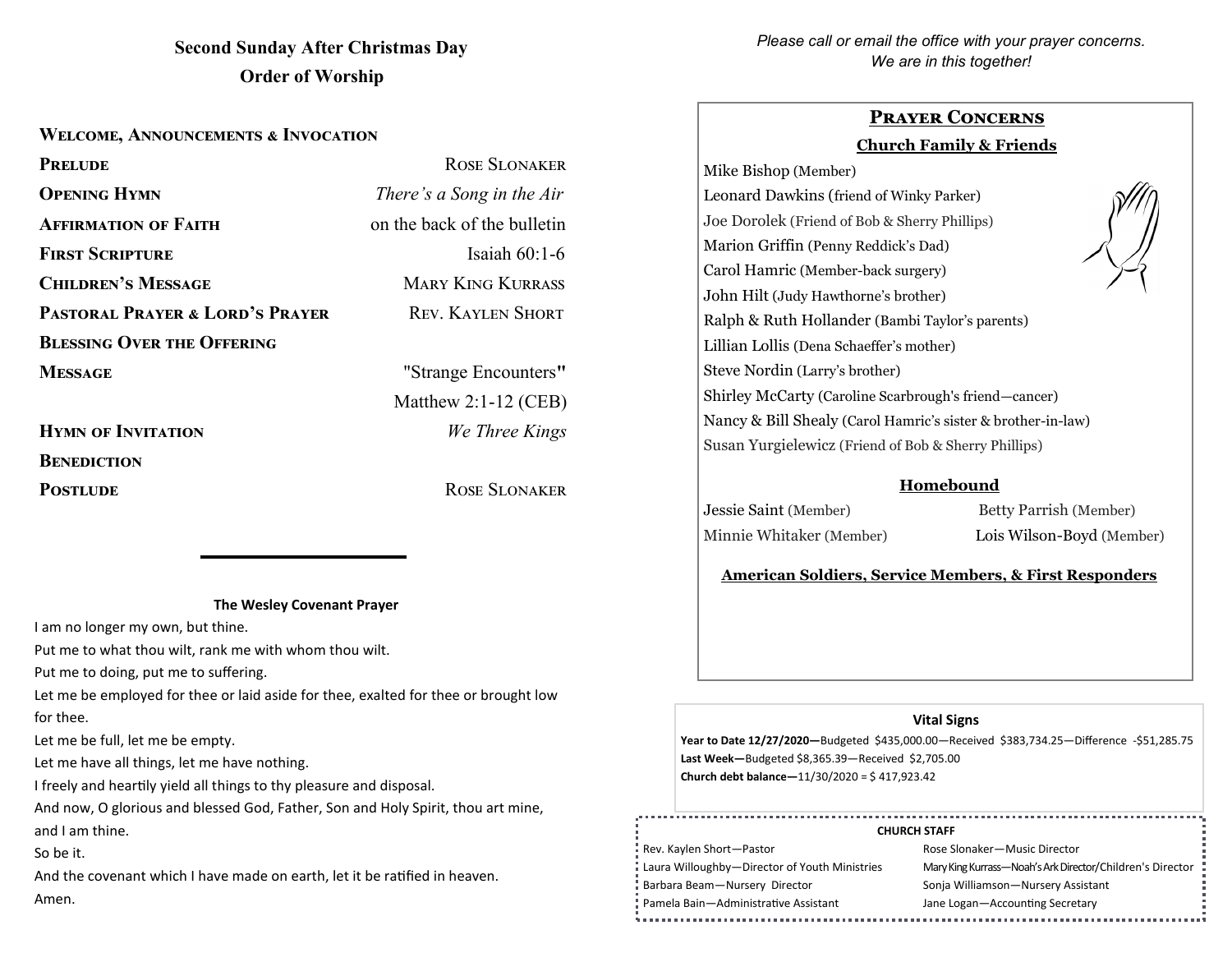## Second Sunday After Christmas Day
## Order of Worship

| | |
|---|---|
| **Welcome, Announcements & Invocation** | |
| **Prelude** | Rose Slonaker |
| **Opening Hymn** | *There's a Song in the Air* |
| **Affirmation of Faith** | on the back of the bulletin |
| **First Scripture** | Isaiah 60:1-6 |
| **Children's Message** | Mary King Kurrass |
| **Pastoral Prayer & Lord's Prayer** | Rev. Kaylen Short |
| **Blessing Over the Offering** | |
| **Message** | "Strange Encounters" Matthew 2:1-12 (CEB) |
| **Hymn of Invitation** | *We Three Kings* |
| **Benediction** | |
| **Postlude** | Rose Slonaker |

---

### The Wesley Covenant Prayer

I am no longer my own, but thine.
Put me to what thou wilt, rank me with whom thou wilt.
Put me to doing, put me to suffering.
Let me be employed for thee or laid aside for thee, exalted for thee or brought low for thee.
Let me be full, let me be empty.
Let me have all things, let me have nothing.
I freely and heartily yield all things to thy pleasure and disposal.
And now, O glorious and blessed God, Father, Son and Holy Spirit, thou art mine, and I am thine.
So be it.
And the covenant which I have made on earth, let it be ratified in heaven.
Amen.

*Please call or email the office with your prayer concerns. We are in this together!*

## Prayer Concerns

### Church Family & Friends

Mike Bishop (Member)
Leonard Dawkins (friend of Winky Parker)
Joe Dorolek (Friend of Bob & Sherry Phillips)
Marion Griffin (Penny Reddick's Dad)
Carol Hamric (Member-back surgery)
John Hilt (Judy Hawthorne's brother)
Ralph & Ruth Hollander (Bambi Taylor's parents)
Lillian Lollis (Dena Schaeffer's mother)
Steve Nordin (Larry's brother)
Shirley McCarty (Caroline Scarbrough's friend—cancer)
Nancy & Bill Shealy (Carol Hamric's sister & brother-in-law)
Susan Yurgielewicz (Friend of Bob & Sherry Phillips)

### Homebound

Jessie Saint (Member)
Betty Parrish (Member)
Minnie Whitaker (Member)
Lois Wilson-Boyd (Member)

### American Soldiers, Service Members, & First Responders

### Vital Signs

**Year to Date 12/27/2020—**Budgeted $435,000.00—Received $383,734.25—Difference -$51,285.75
**Last Week—**Budgeted $8,365.39—Received $2,705.00
**Church debt balance—**11/30/2020 = $ 417,923.42

### CHURCH STAFF

| | |
|---|---|
| Rev. Kaylen Short—Pastor | Rose Slonaker—Music Director |
| Laura Willoughby—Director of Youth Ministries | Mary King Kurrass—Noah's Ark Director/Children's Director |
| Barbara Beam—Nursery Director | Sonja Williamson—Nursery Assistant |
| Pamela Bain—Administrative Assistant | Jane Logan—Accounting Secretary |